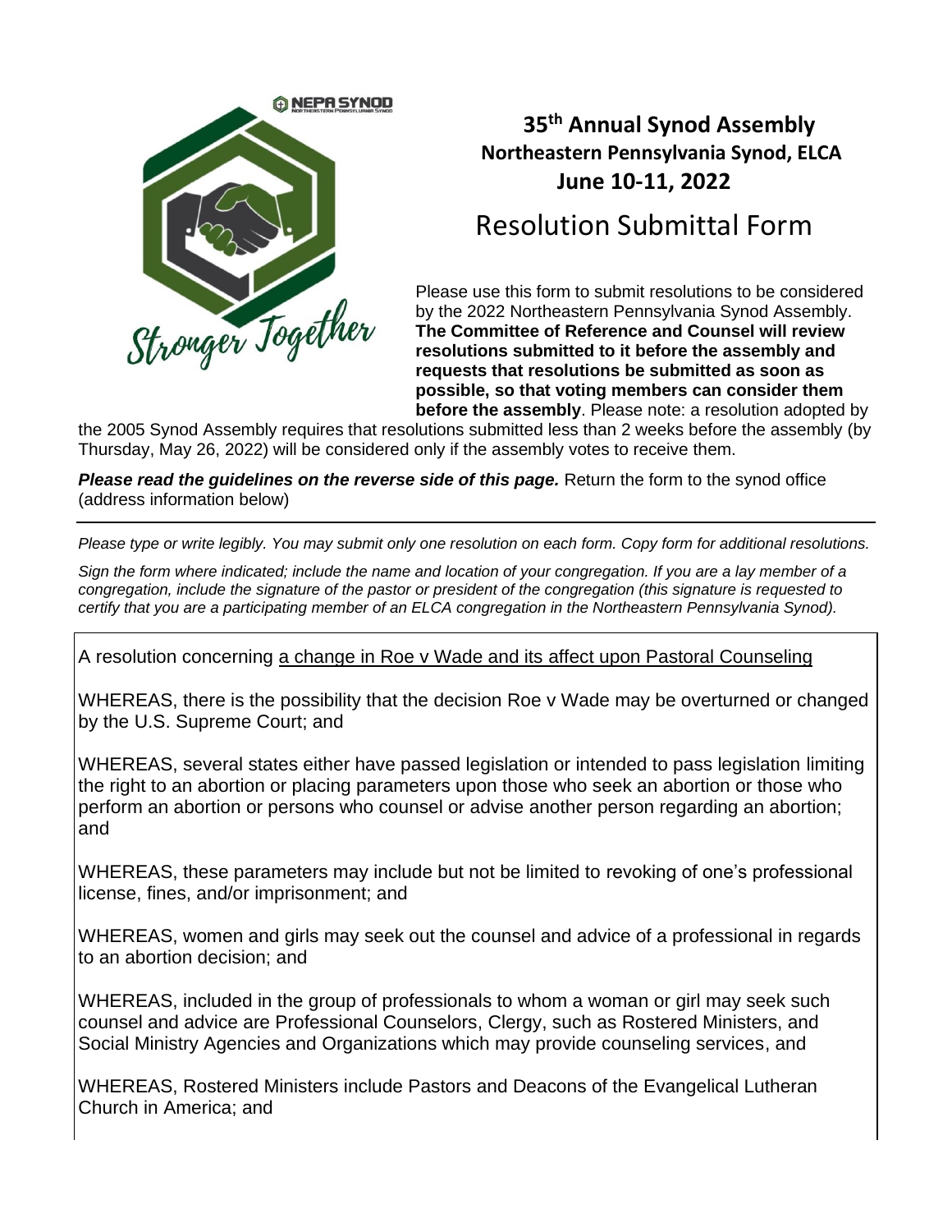NEPA SYNOD
Northeastern Pennsylvania Synod

Stronger Together

# 35th Annual Synod Assembly

## Northeastern Pennsylvania Synod, ELCA

## June 10-11, 2022

# Resolution Submittal Form

Please use this form to submit resolutions to be considered by the 2022 Northeastern Pennsylvania Synod Assembly. **The Committee of Reference and Counsel will review resolutions submitted to it before the assembly and requests that resolutions be submitted as soon as possible, so that voting members can consider them before the assembly**. Please note: a resolution adopted by the 2005 Synod Assembly requires that resolutions submitted less than 2 weeks before the assembly (by Thursday, May 26, 2022) will be considered only if the assembly votes to receive them.

***Please read the guidelines on the reverse side of this page.*** Return the form to the synod office (address information below)

---

*Please type or write legibly. You may submit only one resolution on each form. Copy form for additional resolutions.*

*Sign the form where indicated; include the name and location of your congregation. If you are a lay member of a congregation, include the signature of the pastor or president of the congregation (this signature is requested to certify that you are a participating member of an ELCA congregation in the Northeastern Pennsylvania Synod).*

A resolution concerning a change in Roe v Wade and its affect upon Pastoral Counseling

WHEREAS, there is the possibility that the decision Roe v Wade may be overturned or changed by the U.S. Supreme Court; and

WHEREAS, several states either have passed legislation or intended to pass legislation limiting the right to an abortion or placing parameters upon those who seek an abortion or those who perform an abortion or persons who counsel or advise another person regarding an abortion; and

WHEREAS, these parameters may include but not be limited to revoking of one's professional license, fines, and/or imprisonment; and

WHEREAS, women and girls may seek out the counsel and advice of a professional in regards to an abortion decision; and

WHEREAS, included in the group of professionals to whom a woman or girl may seek such counsel and advice are Professional Counselors, Clergy, such as Rostered Ministers, and Social Ministry Agencies and Organizations which may provide counseling services, and

WHEREAS, Rostered Ministers include Pastors and Deacons of the Evangelical Lutheran Church in America; and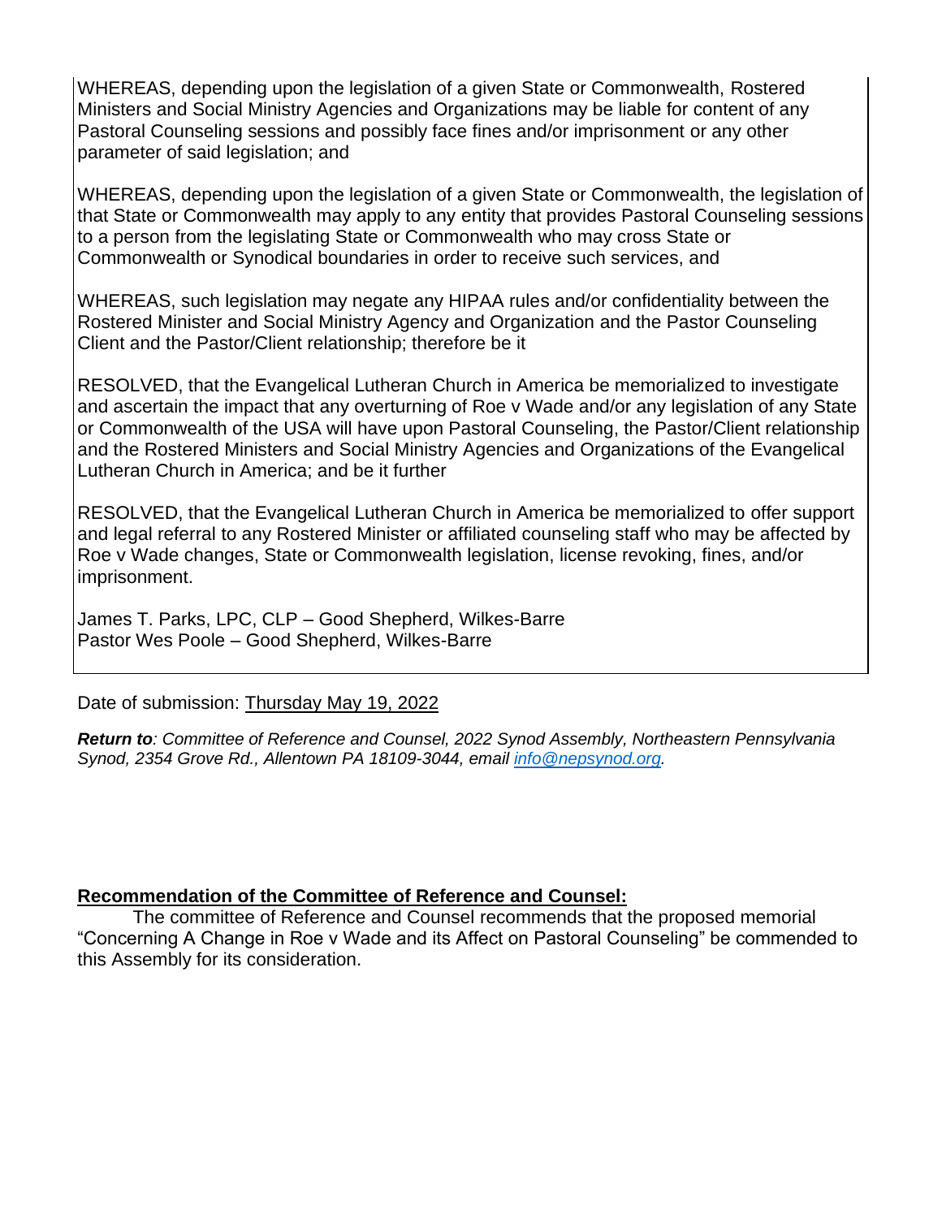WHEREAS, depending upon the legislation of a given State or Commonwealth, Rostered Ministers and Social Ministry Agencies and Organizations may be liable for content of any Pastoral Counseling sessions and possibly face fines and/or imprisonment or any other parameter of said legislation; and

WHEREAS, depending upon the legislation of a given State or Commonwealth, the legislation of that State or Commonwealth may apply to any entity that provides Pastoral Counseling sessions to a person from the legislating State or Commonwealth who may cross State or Commonwealth or Synodical boundaries in order to receive such services, and

WHEREAS, such legislation may negate any HIPAA rules and/or confidentiality between the Rostered Minister and Social Ministry Agency and Organization and the Pastor Counseling Client and the Pastor/Client relationship; therefore be it

RESOLVED, that the Evangelical Lutheran Church in America be memorialized to investigate and ascertain the impact that any overturning of Roe v Wade and/or any legislation of any State or Commonwealth of the USA will have upon Pastoral Counseling, the Pastor/Client relationship and the Rostered Ministers and Social Ministry Agencies and Organizations of the Evangelical Lutheran Church in America; and be it further

RESOLVED, that the Evangelical Lutheran Church in America be memorialized to offer support and legal referral to any Rostered Minister or affiliated counseling staff who may be affected by Roe v Wade changes, State or Commonwealth legislation, license revoking, fines, and/or imprisonment.

James T. Parks, LPC, CLP – Good Shepherd, Wilkes-Barre
Pastor Wes Poole – Good Shepherd, Wilkes-Barre

Date of submission: Thursday May 19, 2022

***Return to**: Committee of Reference and Counsel, 2022 Synod Assembly, Northeastern Pennsylvania Synod, 2354 Grove Rd., Allentown PA 18109-3044, email info@nepsynod.org.*

**Recommendation of the Committee of Reference and Counsel:**

The committee of Reference and Counsel recommends that the proposed memorial "Concerning A Change in Roe v Wade and its Affect on Pastoral Counseling" be commended to this Assembly for its consideration.